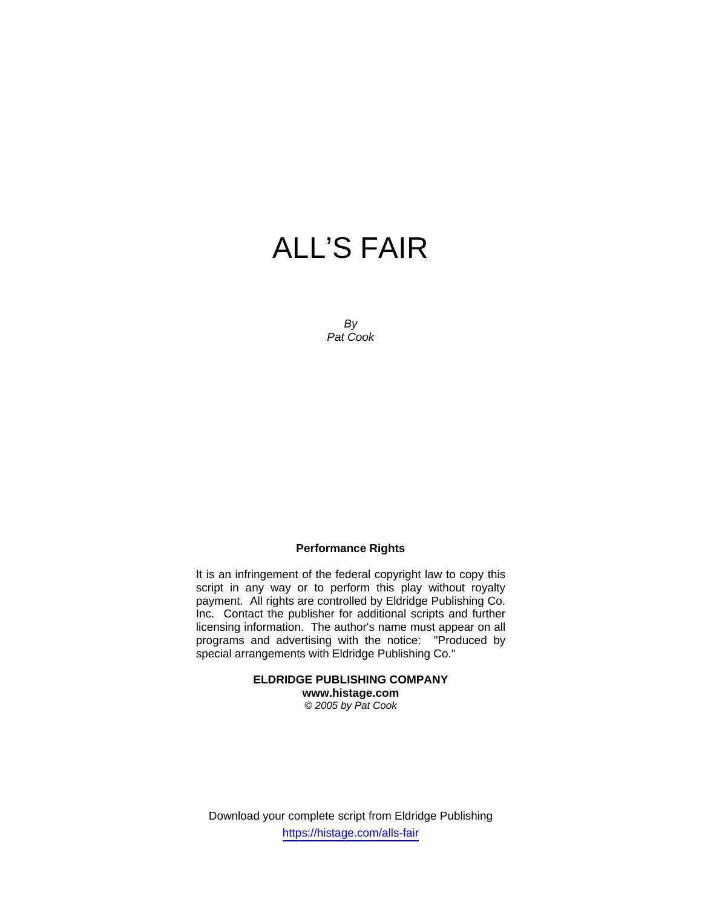# ALL'S FAIR

*By*
*Pat Cook*

**Performance Rights**

It is an infringement of the federal copyright law to copy this script in any way or to perform this play without royalty payment. All rights are controlled by Eldridge Publishing Co. Inc. Contact the publisher for additional scripts and further licensing information. The author's name must appear on all programs and advertising with the notice: "Produced by special arrangements with Eldridge Publishing Co."

**ELDRIDGE PUBLISHING COMPANY**
**www.histage.com**
*© 2005 by Pat Cook*

Download your complete script from Eldridge Publishing
https://histage.com/alls-fair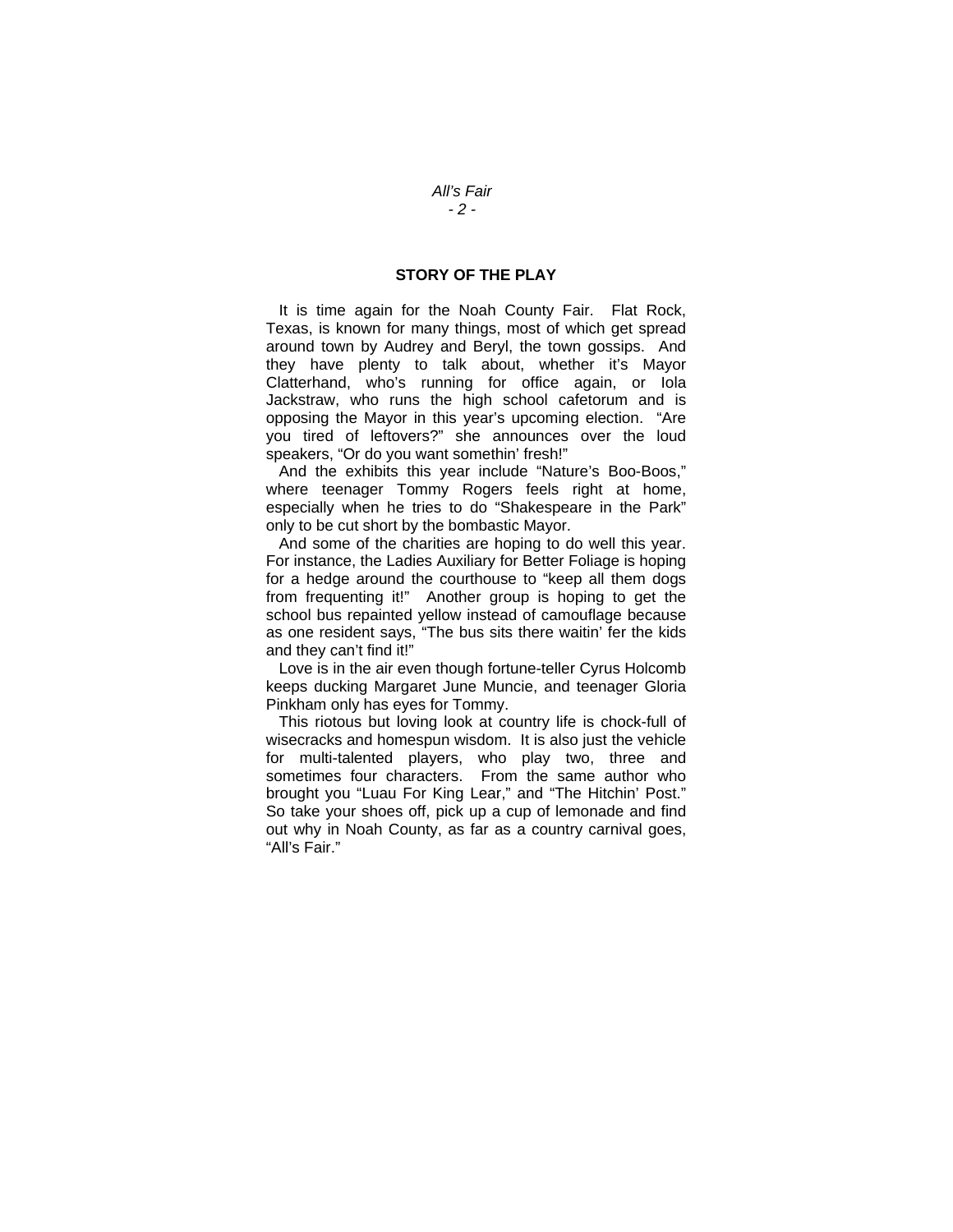## STORY OF THE PLAY

It is time again for the Noah County Fair. Flat Rock, Texas, is known for many things, most of which get spread around town by Audrey and Beryl, the town gossips. And they have plenty to talk about, whether it's Mayor Clatterhand, who's running for office again, or Iola Jackstraw, who runs the high school cafetorum and is opposing the Mayor in this year's upcoming election. "Are you tired of leftovers?" she announces over the loud speakers, "Or do you want somethin' fresh!"

And the exhibits this year include "Nature's Boo-Boos," where teenager Tommy Rogers feels right at home, especially when he tries to do "Shakespeare in the Park" only to be cut short by the bombastic Mayor.

And some of the charities are hoping to do well this year. For instance, the Ladies Auxiliary for Better Foliage is hoping for a hedge around the courthouse to "keep all them dogs from frequenting it!" Another group is hoping to get the school bus repainted yellow instead of camouflage because as one resident says, "The bus sits there waitin' fer the kids and they can't find it!"

Love is in the air even though fortune-teller Cyrus Holcomb keeps ducking Margaret June Muncie, and teenager Gloria Pinkham only has eyes for Tommy.

This riotous but loving look at country life is chock-full of wisecracks and homespun wisdom. It is also just the vehicle for multi-talented players, who play two, three and sometimes four characters. From the same author who brought you "Luau For King Lear," and "The Hitchin' Post." So take your shoes off, pick up a cup of lemonade and find out why in Noah County, as far as a country carnival goes, "All's Fair."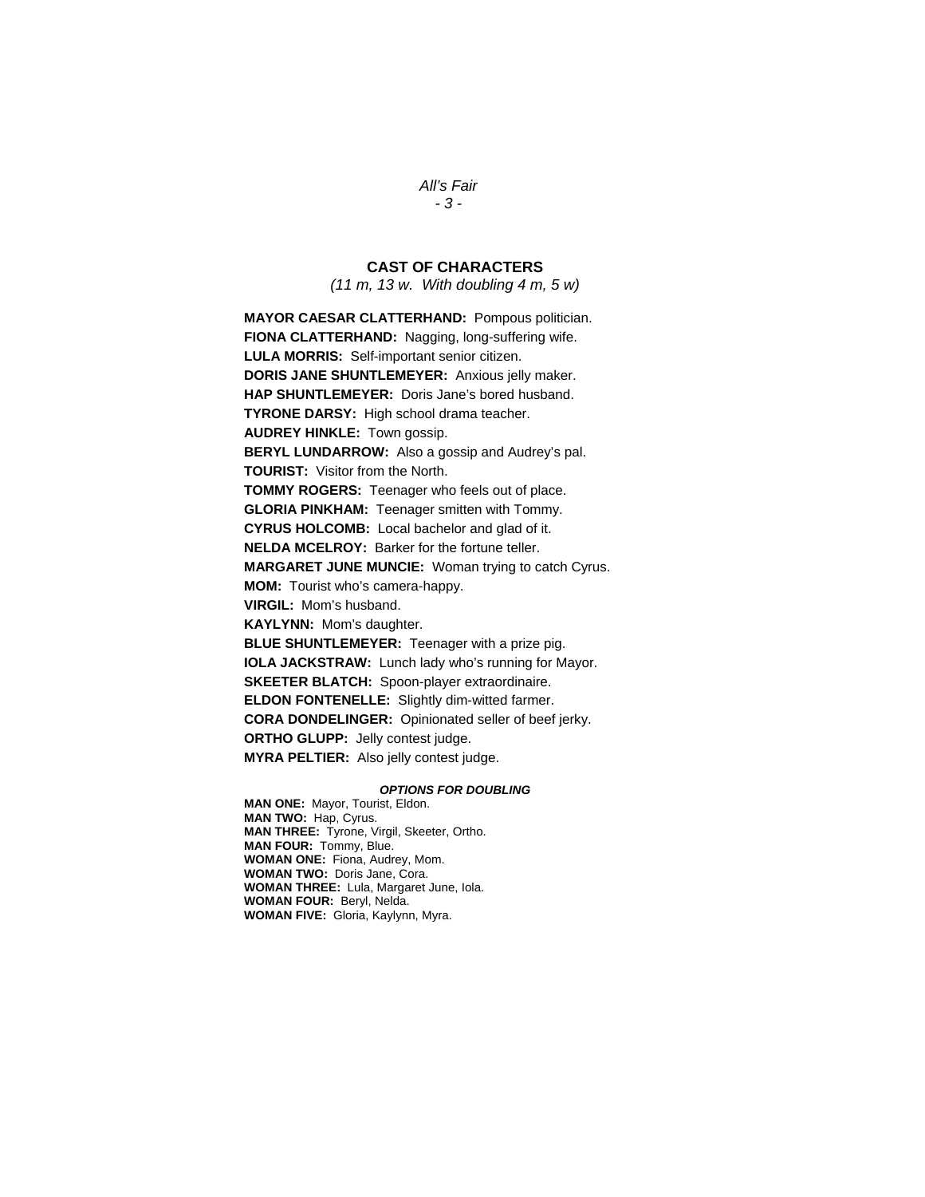## CAST OF CHARACTERS

*(11 m, 13 w. With doubling 4 m, 5 w)*

**MAYOR CAESAR CLATTERHAND:** Pompous politician.
**FIONA CLATTERHAND:** Nagging, long-suffering wife.
**LULA MORRIS:** Self-important senior citizen.
**DORIS JANE SHUNTLEMEYER:** Anxious jelly maker.
**HAP SHUNTLEMEYER:** Doris Jane's bored husband.
**TYRONE DARSY:** High school drama teacher.
**AUDREY HINKLE:** Town gossip.
**BERYL LUNDARROW:** Also a gossip and Audrey's pal.
**TOURIST:** Visitor from the North.
**TOMMY ROGERS:** Teenager who feels out of place.
**GLORIA PINKHAM:** Teenager smitten with Tommy.
**CYRUS HOLCOMB:** Local bachelor and glad of it.
**NELDA MCELROY:** Barker for the fortune teller.
**MARGARET JUNE MUNCIE:** Woman trying to catch Cyrus.
**MOM:** Tourist who's camera-happy.
**VIRGIL:** Mom's husband.
**KAYLYNN:** Mom's daughter.
**BLUE SHUNTLEMEYER:** Teenager with a prize pig.
**IOLA JACKSTRAW:** Lunch lady who's running for Mayor.
**SKEETER BLATCH:** Spoon-player extraordinaire.
**ELDON FONTENELLE:** Slightly dim-witted farmer.
**CORA DONDELINGER:** Opinionated seller of beef jerky.
**ORTHO GLUPP:** Jelly contest judge.
**MYRA PELTIER:** Also jelly contest judge.

***OPTIONS FOR DOUBLING***

**MAN ONE:** Mayor, Tourist, Eldon.
**MAN TWO:** Hap, Cyrus.
**MAN THREE:** Tyrone, Virgil, Skeeter, Ortho.
**MAN FOUR:** Tommy, Blue.
**WOMAN ONE:** Fiona, Audrey, Mom.
**WOMAN TWO:** Doris Jane, Cora.
**WOMAN THREE:** Lula, Margaret June, Iola.
**WOMAN FOUR:** Beryl, Nelda.
**WOMAN FIVE:** Gloria, Kaylynn, Myra.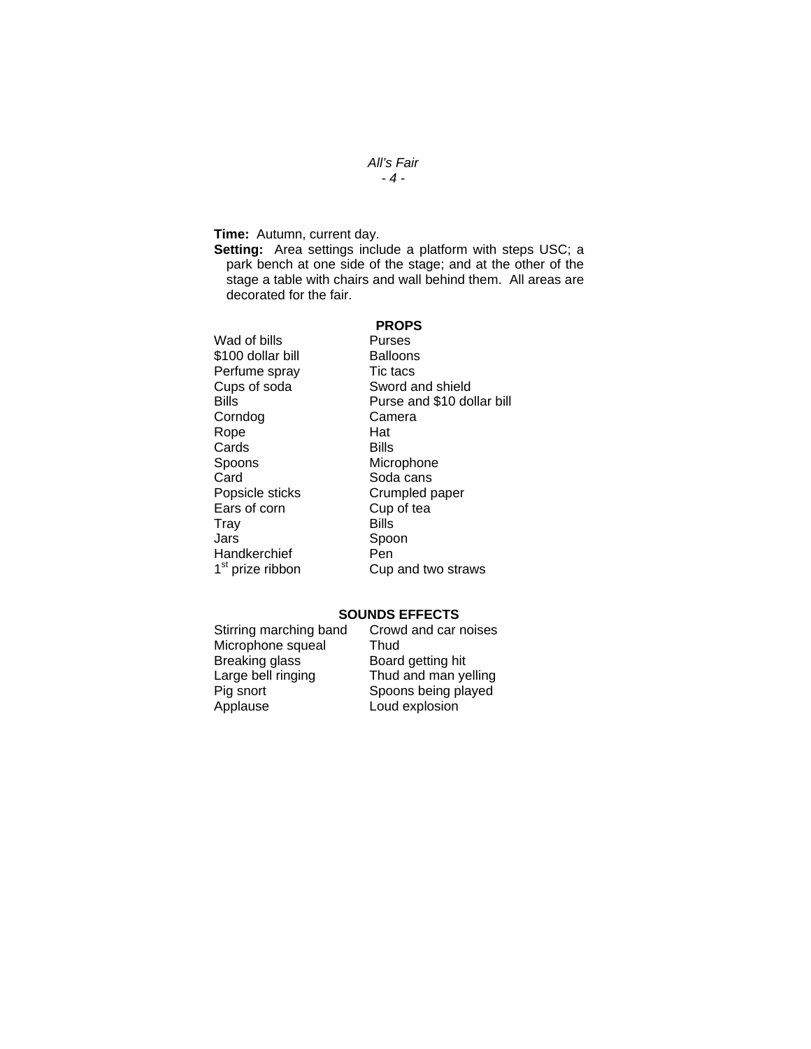**Time:** Autumn, current day.

**Setting:** Area settings include a platform with steps USC; a park bench at one side of the stage; and at the other of the stage a table with chairs and wall behind them. All areas are decorated for the fair.

## PROPS

| | |
|---|---|
| Wad of bills | Purses |
| $100 dollar bill | Balloons |
| Perfume spray | Tic tacs |
| Cups of soda | Sword and shield |
| Bills | Purse and $10 dollar bill |
| Corndog | Camera |
| Rope | Hat |
| Cards | Bills |
| Spoons | Microphone |
| Card | Soda cans |
| Popsicle sticks | Crumpled paper |
| Ears of corn | Cup of tea |
| Tray | Bills |
| Jars | Spoon |
| Handkerchief | Pen |
| 1st prize ribbon | Cup and two straws |

## SOUNDS EFFECTS

| | |
|---|---|
| Stirring marching band | Crowd and car noises |
| Microphone squeal | Thud |
| Breaking glass | Board getting hit |
| Large bell ringing | Thud and man yelling |
| Pig snort | Spoons being played |
| Applause | Loud explosion |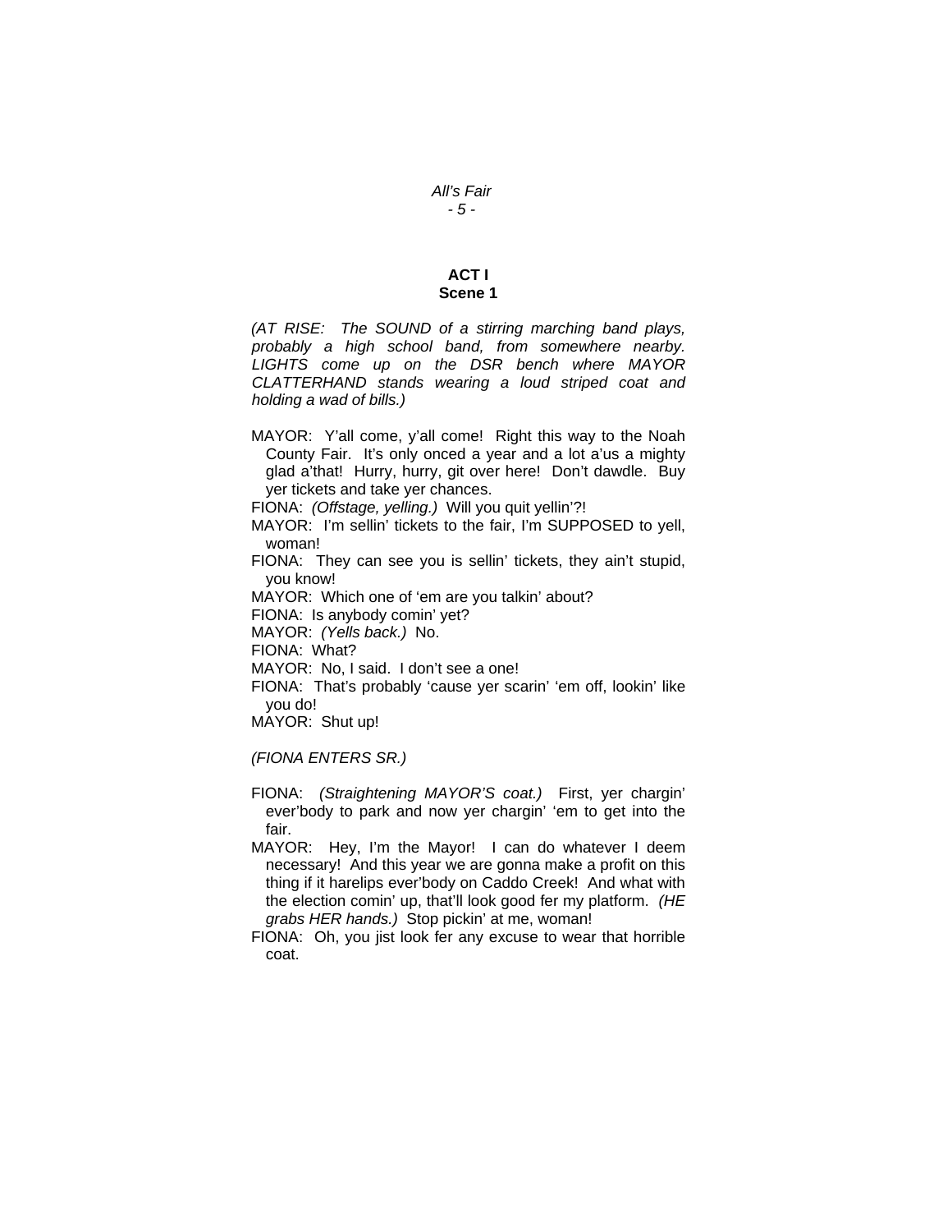## ACT I
### Scene 1

*(AT RISE: The SOUND of a stirring marching band plays, probably a high school band, from somewhere nearby. LIGHTS come up on the DSR bench where MAYOR CLATTERHAND stands wearing a loud striped coat and holding a wad of bills.)*

MAYOR: Y'all come, y'all come! Right this way to the Noah County Fair. It's only onced a year and a lot a'us a mighty glad a'that! Hurry, hurry, git over here! Don't dawdle. Buy yer tickets and take yer chances.

FIONA: *(Offstage, yelling.)* Will you quit yellin'?!

MAYOR: I'm sellin' tickets to the fair, I'm SUPPOSED to yell, woman!

FIONA: They can see you is sellin' tickets, they ain't stupid, you know!

MAYOR: Which one of 'em are you talkin' about?

FIONA: Is anybody comin' yet?

MAYOR: *(Yells back.)* No.

FIONA: What?

MAYOR: No, I said. I don't see a one!

FIONA: That's probably 'cause yer scarin' 'em off, lookin' like you do!

MAYOR: Shut up!

*(FIONA ENTERS SR.)*

FIONA: *(Straightening MAYOR'S coat.)* First, yer chargin' ever'body to park and now yer chargin' 'em to get into the fair.

MAYOR: Hey, I'm the Mayor! I can do whatever I deem necessary! And this year we are gonna make a profit on this thing if it harelips ever'body on Caddo Creek! And what with the election comin' up, that'll look good fer my platform. *(HE grabs HER hands.)* Stop pickin' at me, woman!

FIONA: Oh, you jist look fer any excuse to wear that horrible coat.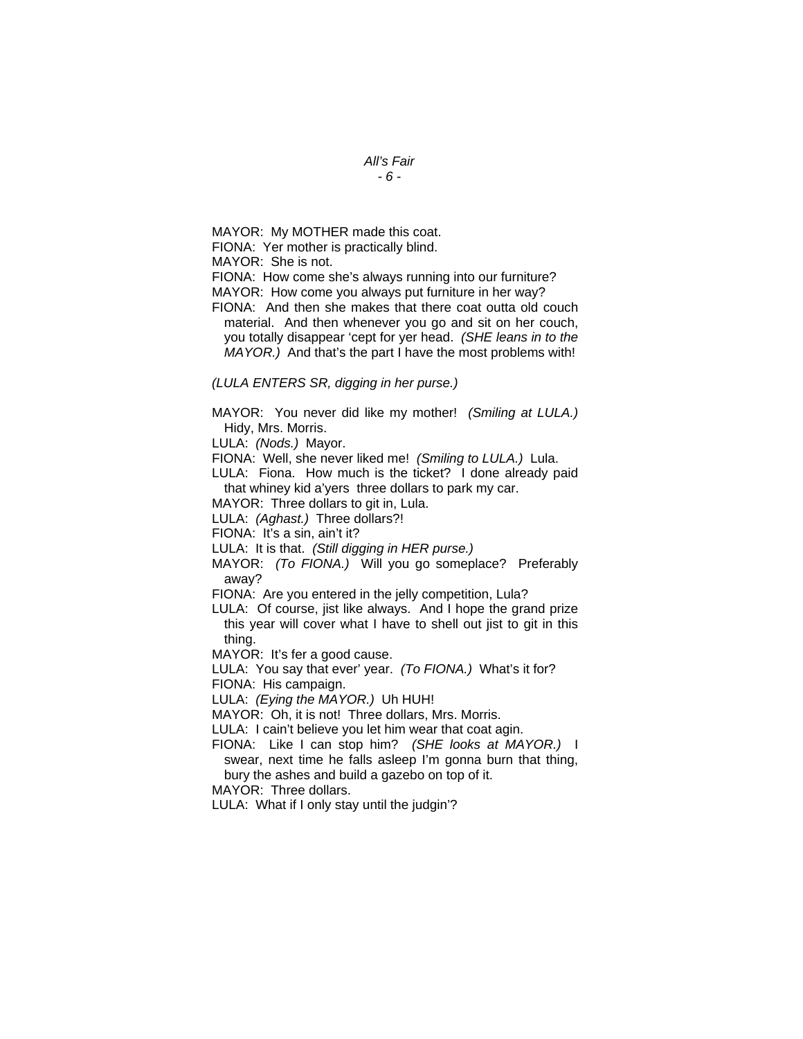MAYOR: My MOTHER made this coat.

FIONA: Yer mother is practically blind.

MAYOR: She is not.

FIONA: How come she's always running into our furniture?

MAYOR: How come you always put furniture in her way?

FIONA: And then she makes that there coat outta old couch material. And then whenever you go and sit on her couch, you totally disappear 'cept for yer head. *(SHE leans in to the MAYOR.)* And that's the part I have the most problems with!

*(LULA ENTERS SR, digging in her purse.)*

MAYOR: You never did like my mother! *(Smiling at LULA.)* Hidy, Mrs. Morris.

LULA: *(Nods.)* Mayor.

FIONA: Well, she never liked me! *(Smiling to LULA.)* Lula.

LULA: Fiona. How much is the ticket? I done already paid that whiney kid a'yers three dollars to park my car.

MAYOR: Three dollars to git in, Lula.

LULA: *(Aghast.)* Three dollars?!

FIONA: It's a sin, ain't it?

LULA: It is that. *(Still digging in HER purse.)*

MAYOR: *(To FIONA.)* Will you go someplace? Preferably away?

FIONA: Are you entered in the jelly competition, Lula?

LULA: Of course, jist like always. And I hope the grand prize this year will cover what I have to shell out jist to git in this thing.

MAYOR: It's fer a good cause.

LULA: You say that ever' year. *(To FIONA.)* What's it for?

FIONA: His campaign.

LULA: *(Eying the MAYOR.)* Uh HUH!

MAYOR: Oh, it is not! Three dollars, Mrs. Morris.

LULA: I cain't believe you let him wear that coat agin.

FIONA: Like I can stop him? *(SHE looks at MAYOR.)* I swear, next time he falls asleep I'm gonna burn that thing, bury the ashes and build a gazebo on top of it.

MAYOR: Three dollars.

LULA: What if I only stay until the judgin'?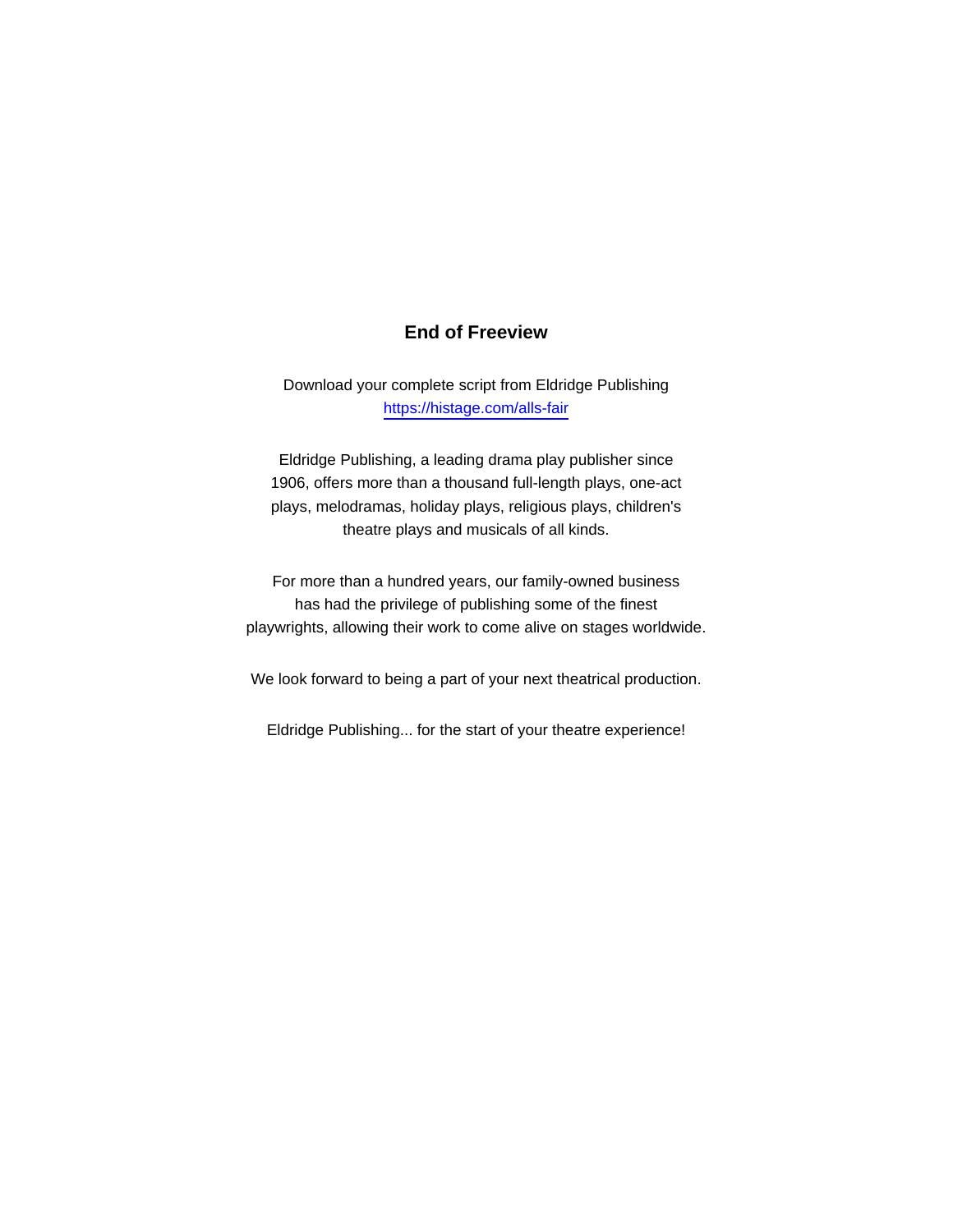## End of Freeview

Download your complete script from Eldridge Publishing
[https://histage.com/alls-fair](https://histage.com/alls-fair)

Eldridge Publishing, a leading drama play publisher since 1906, offers more than a thousand full-length plays, one-act plays, melodramas, holiday plays, religious plays, children's theatre plays and musicals of all kinds.

For more than a hundred years, our family-owned business has had the privilege of publishing some of the finest playwrights, allowing their work to come alive on stages worldwide.

We look forward to being a part of your next theatrical production.

Eldridge Publishing... for the start of your theatre experience!